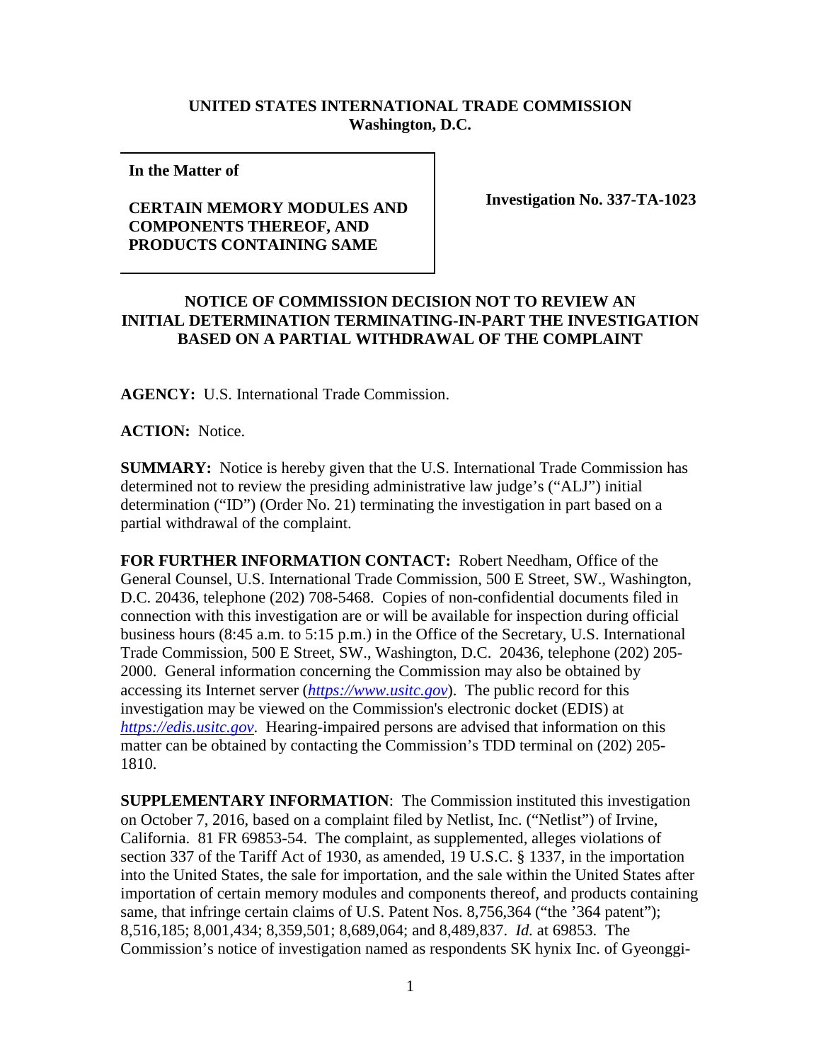**UNITED STATES INTERNATIONAL TRADE COMMISSION**
**Washington, D.C.**

**In the Matter of**

**CERTAIN MEMORY MODULES AND COMPONENTS THEREOF, AND PRODUCTS CONTAINING SAME**

**Investigation No. 337-TA-1023**

**NOTICE OF COMMISSION DECISION NOT TO REVIEW AN INITIAL DETERMINATION TERMINATING-IN-PART THE INVESTIGATION BASED ON A PARTIAL WITHDRAWAL OF THE COMPLAINT**

**AGENCY:** U.S. International Trade Commission.

**ACTION:** Notice.

**SUMMARY:** Notice is hereby given that the U.S. International Trade Commission has determined not to review the presiding administrative law judge's ("ALJ") initial determination ("ID") (Order No. 21) terminating the investigation in part based on a partial withdrawal of the complaint.

**FOR FURTHER INFORMATION CONTACT:** Robert Needham, Office of the General Counsel, U.S. International Trade Commission, 500 E Street, SW., Washington, D.C. 20436, telephone (202) 708-5468. Copies of non-confidential documents filed in connection with this investigation are or will be available for inspection during official business hours (8:45 a.m. to 5:15 p.m.) in the Office of the Secretary, U.S. International Trade Commission, 500 E Street, SW., Washington, D.C. 20436, telephone (202) 205-2000. General information concerning the Commission may also be obtained by accessing its Internet server (*https://www.usitc.gov*). The public record for this investigation may be viewed on the Commission's electronic docket (EDIS) at *https://edis.usitc.gov*. Hearing-impaired persons are advised that information on this matter can be obtained by contacting the Commission's TDD terminal on (202) 205-1810.

**SUPPLEMENTARY INFORMATION**: The Commission instituted this investigation on October 7, 2016, based on a complaint filed by Netlist, Inc. ("Netlist") of Irvine, California. 81 FR 69853-54. The complaint, as supplemented, alleges violations of section 337 of the Tariff Act of 1930, as amended, 19 U.S.C. § 1337, in the importation into the United States, the sale for importation, and the sale within the United States after importation of certain memory modules and components thereof, and products containing same, that infringe certain claims of U.S. Patent Nos. 8,756,364 ("the '364 patent"); 8,516,185; 8,001,434; 8,359,501; 8,689,064; and 8,489,837. *Id.* at 69853. The Commission's notice of investigation named as respondents SK hynix Inc. of Gyeonggi-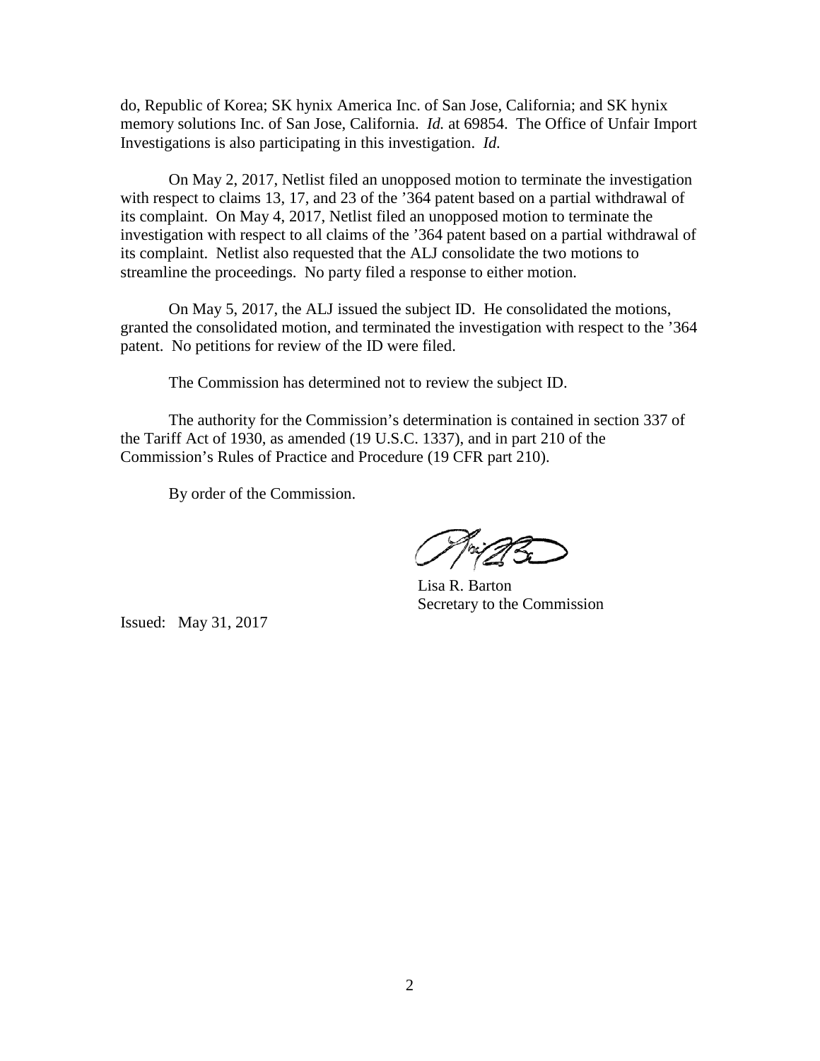do, Republic of Korea; SK hynix America Inc. of San Jose, California; and SK hynix memory solutions Inc. of San Jose, California. *Id.* at 69854. The Office of Unfair Import Investigations is also participating in this investigation. *Id.*

On May 2, 2017, Netlist filed an unopposed motion to terminate the investigation with respect to claims 13, 17, and 23 of the '364 patent based on a partial withdrawal of its complaint. On May 4, 2017, Netlist filed an unopposed motion to terminate the investigation with respect to all claims of the '364 patent based on a partial withdrawal of its complaint. Netlist also requested that the ALJ consolidate the two motions to streamline the proceedings. No party filed a response to either motion.

On May 5, 2017, the ALJ issued the subject ID. He consolidated the motions, granted the consolidated motion, and terminated the investigation with respect to the '364 patent. No petitions for review of the ID were filed.

The Commission has determined not to review the subject ID.

The authority for the Commission's determination is contained in section 337 of the Tariff Act of 1930, as amended (19 U.S.C. 1337), and in part 210 of the Commission's Rules of Practice and Procedure (19 CFR part 210).

By order of the Commission.

Lisa R. Barton
Secretary to the Commission

Issued: May 31, 2017